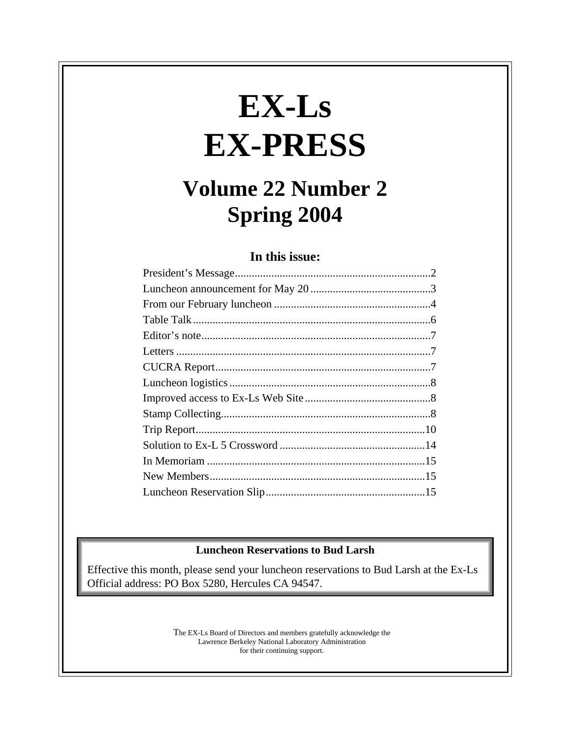# EX-Ls EX-PRESS

## Volume 22 Number 2
## Spring 2004

### In this issue:

| | |
|---|---|
| President's Message | 2 |
| Luncheon announcement for May 20 | 3 |
| From our February luncheon | 4 |
| Table Talk | 6 |
| Editor's note | 7 |
| Letters | 7 |
| CUCRA Report | 7 |
| Luncheon logistics | 8 |
| Improved access to Ex-Ls Web Site | 8 |
| Stamp Collecting | 8 |
| Trip Report | 10 |
| Solution to Ex-L 5 Crossword | 14 |
| In Memoriam | 15 |
| New Members | 15 |
| Luncheon Reservation Slip | 15 |

**Luncheon Reservations to Bud Larsh**

Effective this month, please send your luncheon reservations to Bud Larsh at the Ex-Ls Official address: PO Box 5280, Hercules CA 94547.

The EX-Ls Board of Directors and members gratefully acknowledge the Lawrence Berkeley National Laboratory Administration for their continuing support.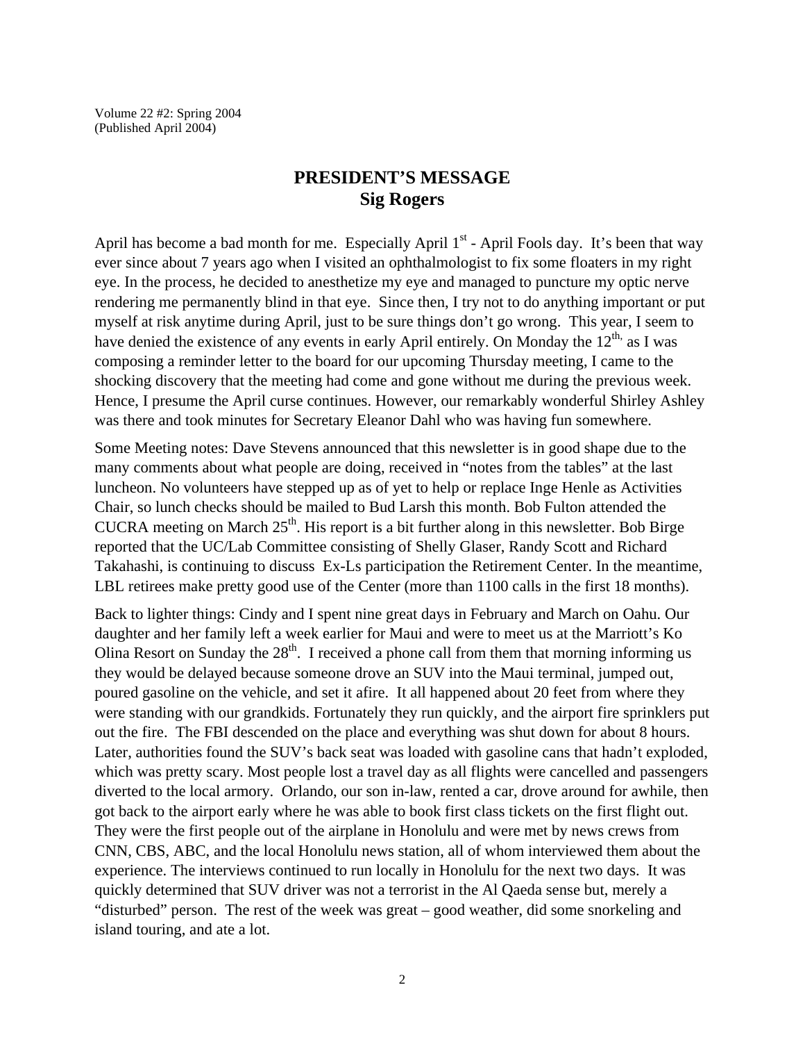Volume 22 #2: Spring 2004
(Published April 2004)

# PRESIDENT'S MESSAGE
## Sig Rogers

April has become a bad month for me. Especially April 1st - April Fools day. It's been that way ever since about 7 years ago when I visited an ophthalmologist to fix some floaters in my right eye. In the process, he decided to anesthetize my eye and managed to puncture my optic nerve rendering me permanently blind in that eye. Since then, I try not to do anything important or put myself at risk anytime during April, just to be sure things don't go wrong. This year, I seem to have denied the existence of any events in early April entirely. On Monday the 12th, as I was composing a reminder letter to the board for our upcoming Thursday meeting, I came to the shocking discovery that the meeting had come and gone without me during the previous week. Hence, I presume the April curse continues. However, our remarkably wonderful Shirley Ashley was there and took minutes for Secretary Eleanor Dahl who was having fun somewhere.

Some Meeting notes: Dave Stevens announced that this newsletter is in good shape due to the many comments about what people are doing, received in "notes from the tables" at the last luncheon. No volunteers have stepped up as of yet to help or replace Inge Henle as Activities Chair, so lunch checks should be mailed to Bud Larsh this month. Bob Fulton attended the CUCRA meeting on March 25th. His report is a bit further along in this newsletter. Bob Birge reported that the UC/Lab Committee consisting of Shelly Glaser, Randy Scott and Richard Takahashi, is continuing to discuss Ex-Ls participation the Retirement Center. In the meantime, LBL retirees make pretty good use of the Center (more than 1100 calls in the first 18 months).

Back to lighter things: Cindy and I spent nine great days in February and March on Oahu. Our daughter and her family left a week earlier for Maui and were to meet us at the Marriott's Ko Olina Resort on Sunday the 28th. I received a phone call from them that morning informing us they would be delayed because someone drove an SUV into the Maui terminal, jumped out, poured gasoline on the vehicle, and set it afire. It all happened about 20 feet from where they were standing with our grandkids. Fortunately they run quickly, and the airport fire sprinklers put out the fire. The FBI descended on the place and everything was shut down for about 8 hours. Later, authorities found the SUV's back seat was loaded with gasoline cans that hadn't exploded, which was pretty scary. Most people lost a travel day as all flights were cancelled and passengers diverted to the local armory. Orlando, our son in-law, rented a car, drove around for awhile, then got back to the airport early where he was able to book first class tickets on the first flight out. They were the first people out of the airplane in Honolulu and were met by news crews from CNN, CBS, ABC, and the local Honolulu news station, all of whom interviewed them about the experience. The interviews continued to run locally in Honolulu for the next two days. It was quickly determined that SUV driver was not a terrorist in the Al Qaeda sense but, merely a "disturbed" person. The rest of the week was great – good weather, did some snorkeling and island touring, and ate a lot.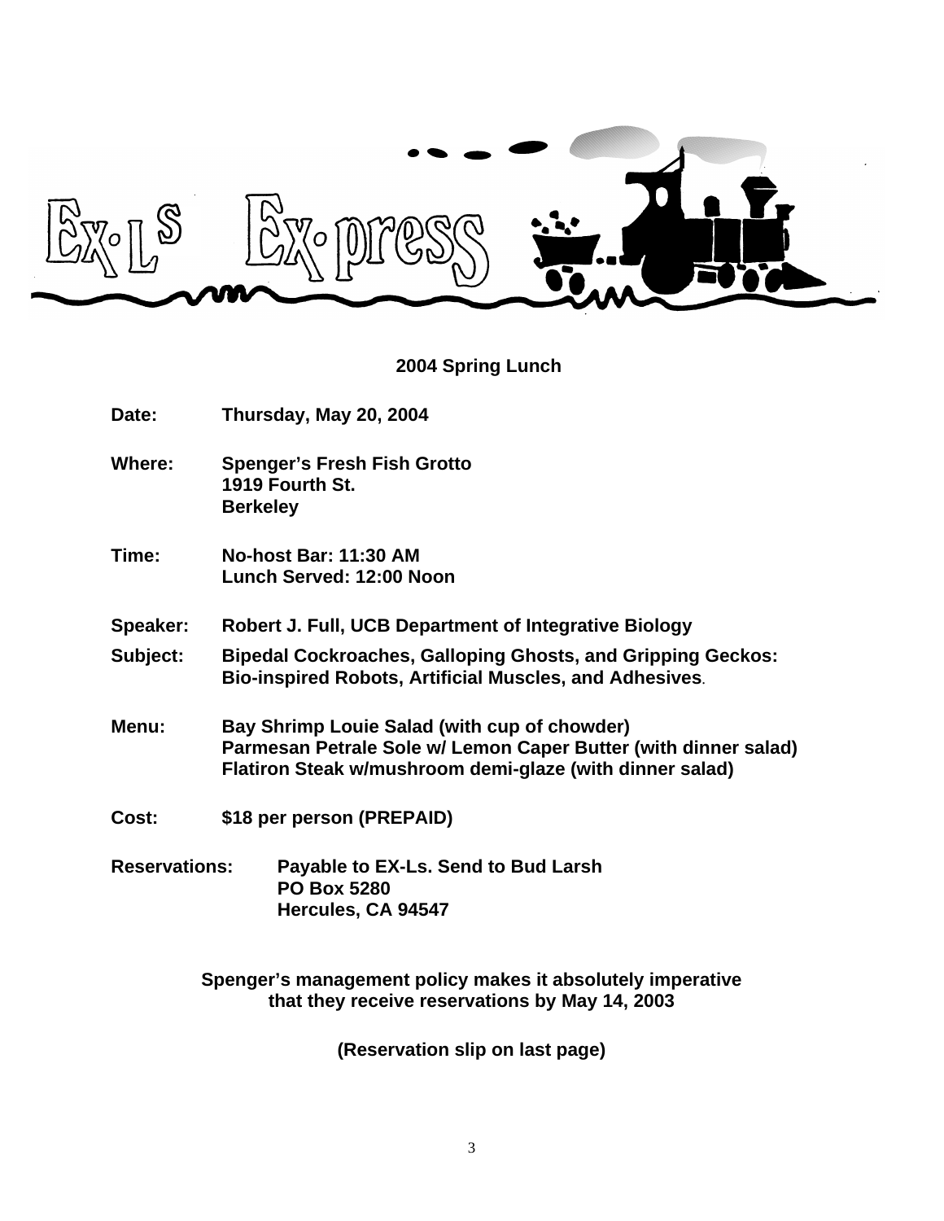# Ex-Ls Ex-press

## 2004 Spring Lunch

**Date:** Thursday, May 20, 2004

**Where:** Spenger's Fresh Fish Grotto
1919 Fourth St.
Berkeley

**Time:** No-host Bar: 11:30 AM
Lunch Served: 12:00 Noon

**Speaker:** Robert J. Full, UCB Department of Integrative Biology

**Subject:** Bipedal Cockroaches, Galloping Ghosts, and Gripping Geckos: Bio-inspired Robots, Artificial Muscles, and Adhesives.

**Menu:** Bay Shrimp Louie Salad (with cup of chowder)
Parmesan Petrale Sole w/ Lemon Caper Butter (with dinner salad)
Flatiron Steak w/mushroom demi-glaze (with dinner salad)

**Cost:** $18 per person (PREPAID)

**Reservations:** Payable to EX-Ls. Send to Bud Larsh
PO Box 5280
Hercules, CA 94547

**Spenger's management policy makes it absolutely imperative that they receive reservations by May 14, 2003**

**(Reservation slip on last page)**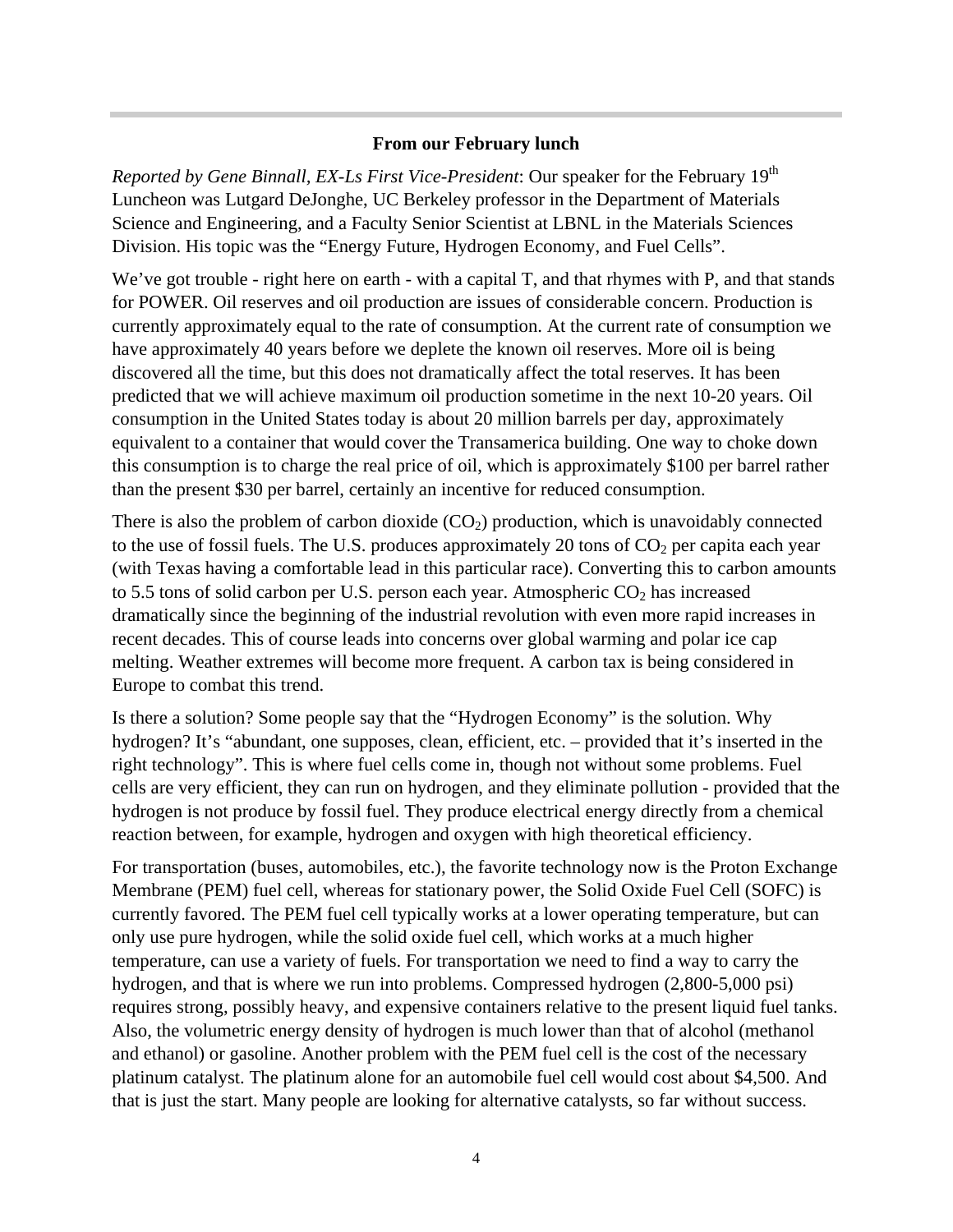### From our February lunch

*Reported by Gene Binnall, EX-Ls First Vice-President*: Our speaker for the February 19th Luncheon was Lutgard DeJonghe, UC Berkeley professor in the Department of Materials Science and Engineering, and a Faculty Senior Scientist at LBNL in the Materials Sciences Division. His topic was the "Energy Future, Hydrogen Economy, and Fuel Cells".

We've got trouble - right here on earth - with a capital T, and that rhymes with P, and that stands for POWER. Oil reserves and oil production are issues of considerable concern. Production is currently approximately equal to the rate of consumption. At the current rate of consumption we have approximately 40 years before we deplete the known oil reserves. More oil is being discovered all the time, but this does not dramatically affect the total reserves. It has been predicted that we will achieve maximum oil production sometime in the next 10-20 years. Oil consumption in the United States today is about 20 million barrels per day, approximately equivalent to a container that would cover the Transamerica building. One way to choke down this consumption is to charge the real price of oil, which is approximately $100 per barrel rather than the present $30 per barrel, certainly an incentive for reduced consumption.

There is also the problem of carbon dioxide ($CO_2$) production, which is unavoidably connected to the use of fossil fuels. The U.S. produces approximately 20 tons of $CO_2$ per capita each year (with Texas having a comfortable lead in this particular race). Converting this to carbon amounts to 5.5 tons of solid carbon per U.S. person each year. Atmospheric $CO_2$ has increased dramatically since the beginning of the industrial revolution with even more rapid increases in recent decades. This of course leads into concerns over global warming and polar ice cap melting. Weather extremes will become more frequent. A carbon tax is being considered in Europe to combat this trend.

Is there a solution? Some people say that the "Hydrogen Economy" is the solution. Why hydrogen? It's "abundant, one supposes, clean, efficient, etc. – provided that it's inserted in the right technology". This is where fuel cells come in, though not without some problems. Fuel cells are very efficient, they can run on hydrogen, and they eliminate pollution - provided that the hydrogen is not produce by fossil fuel. They produce electrical energy directly from a chemical reaction between, for example, hydrogen and oxygen with high theoretical efficiency.

For transportation (buses, automobiles, etc.), the favorite technology now is the Proton Exchange Membrane (PEM) fuel cell, whereas for stationary power, the Solid Oxide Fuel Cell (SOFC) is currently favored. The PEM fuel cell typically works at a lower operating temperature, but can only use pure hydrogen, while the solid oxide fuel cell, which works at a much higher temperature, can use a variety of fuels. For transportation we need to find a way to carry the hydrogen, and that is where we run into problems. Compressed hydrogen (2,800-5,000 psi) requires strong, possibly heavy, and expensive containers relative to the present liquid fuel tanks. Also, the volumetric energy density of hydrogen is much lower than that of alcohol (methanol and ethanol) or gasoline. Another problem with the PEM fuel cell is the cost of the necessary platinum catalyst. The platinum alone for an automobile fuel cell would cost about $4,500. And that is just the start. Many people are looking for alternative catalysts, so far without success.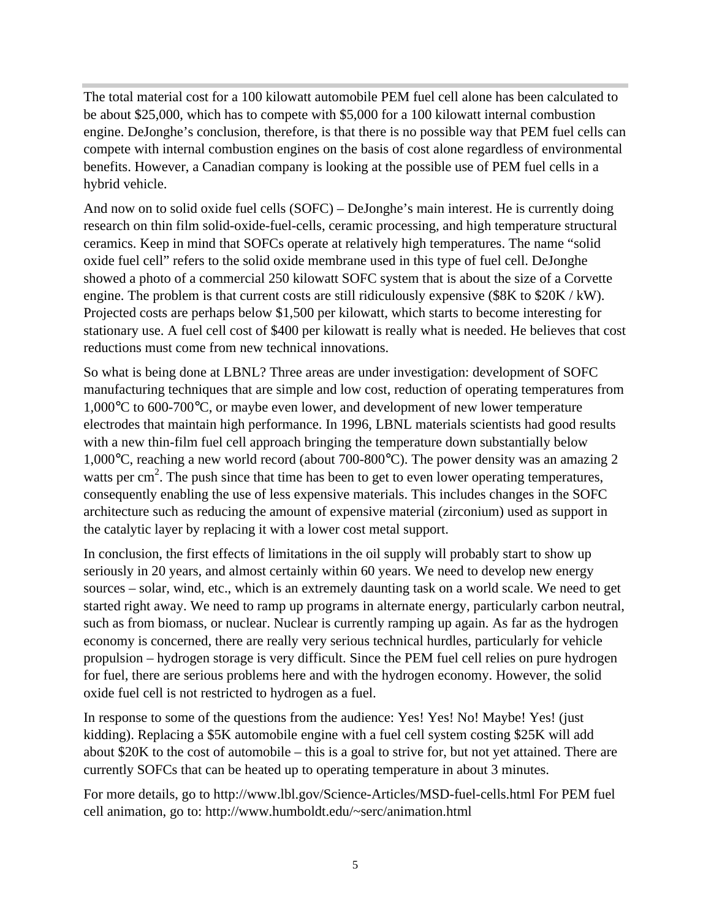The total material cost for a 100 kilowatt automobile PEM fuel cell alone has been calculated to be about $25,000, which has to compete with $5,000 for a 100 kilowatt internal combustion engine. DeJonghe's conclusion, therefore, is that there is no possible way that PEM fuel cells can compete with internal combustion engines on the basis of cost alone regardless of environmental benefits. However, a Canadian company is looking at the possible use of PEM fuel cells in a hybrid vehicle.

And now on to solid oxide fuel cells (SOFC) – DeJonghe's main interest. He is currently doing research on thin film solid-oxide-fuel-cells, ceramic processing, and high temperature structural ceramics. Keep in mind that SOFCs operate at relatively high temperatures. The name "solid oxide fuel cell" refers to the solid oxide membrane used in this type of fuel cell. DeJonghe showed a photo of a commercial 250 kilowatt SOFC system that is about the size of a Corvette engine. The problem is that current costs are still ridiculously expensive ($8K to $20K / kW). Projected costs are perhaps below $1,500 per kilowatt, which starts to become interesting for stationary use. A fuel cell cost of $400 per kilowatt is really what is needed. He believes that cost reductions must come from new technical innovations.

So what is being done at LBNL? Three areas are under investigation: development of SOFC manufacturing techniques that are simple and low cost, reduction of operating temperatures from 1,000°C to 600-700°C, or maybe even lower, and development of new lower temperature electrodes that maintain high performance. In 1996, LBNL materials scientists had good results with a new thin-film fuel cell approach bringing the temperature down substantially below 1,000°C, reaching a new world record (about 700-800°C). The power density was an amazing 2 watts per $cm^2$. The push since that time has been to get to even lower operating temperatures, consequently enabling the use of less expensive materials. This includes changes in the SOFC architecture such as reducing the amount of expensive material (zirconium) used as support in the catalytic layer by replacing it with a lower cost metal support.

In conclusion, the first effects of limitations in the oil supply will probably start to show up seriously in 20 years, and almost certainly within 60 years. We need to develop new energy sources – solar, wind, etc., which is an extremely daunting task on a world scale. We need to get started right away. We need to ramp up programs in alternate energy, particularly carbon neutral, such as from biomass, or nuclear. Nuclear is currently ramping up again. As far as the hydrogen economy is concerned, there are really very serious technical hurdles, particularly for vehicle propulsion – hydrogen storage is very difficult. Since the PEM fuel cell relies on pure hydrogen for fuel, there are serious problems here and with the hydrogen economy. However, the solid oxide fuel cell is not restricted to hydrogen as a fuel.

In response to some of the questions from the audience: Yes! Yes! No! Maybe! Yes! (just kidding). Replacing a $5K automobile engine with a fuel cell system costing $25K will add about $20K to the cost of automobile – this is a goal to strive for, but not yet attained. There are currently SOFCs that can be heated up to operating temperature in about 3 minutes.

For more details, go to http://www.lbl.gov/Science-Articles/MSD-fuel-cells.html For PEM fuel cell animation, go to: http://www.humboldt.edu/~serc/animation.html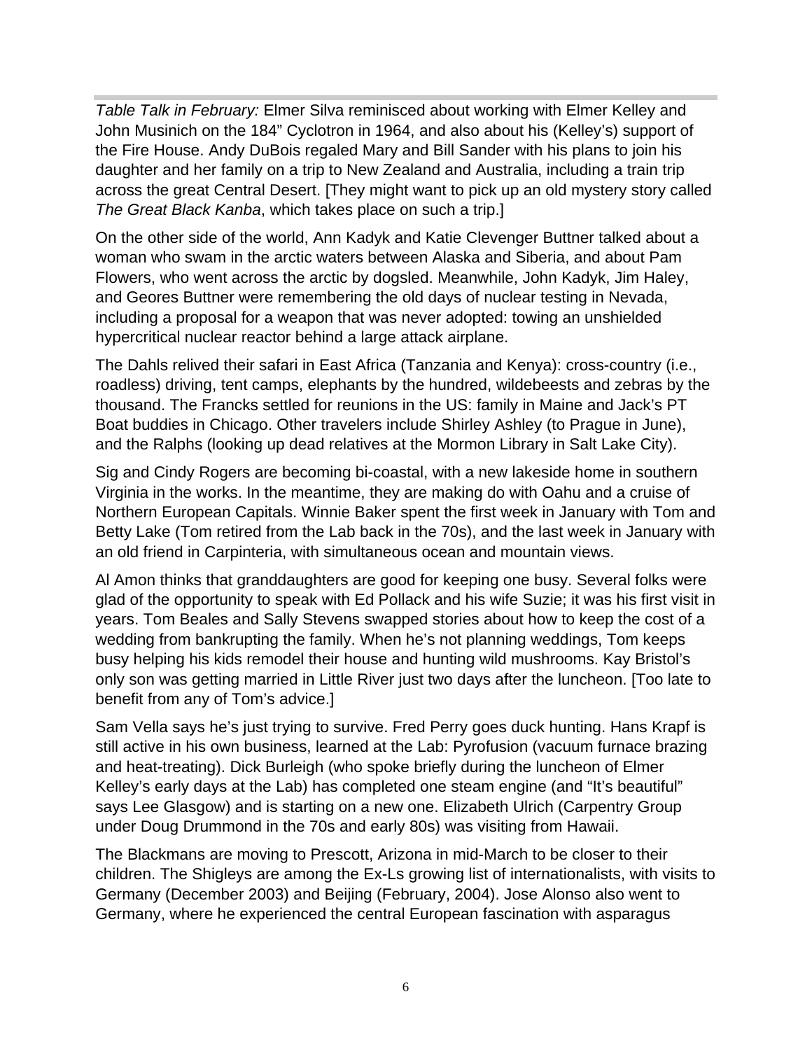*Table Talk in February:* Elmer Silva reminisced about working with Elmer Kelley and John Musinich on the 184" Cyclotron in 1964, and also about his (Kelley's) support of the Fire House. Andy DuBois regaled Mary and Bill Sander with his plans to join his daughter and her family on a trip to New Zealand and Australia, including a train trip across the great Central Desert. [They might want to pick up an old mystery story called *The Great Black Kanba*, which takes place on such a trip.]

On the other side of the world, Ann Kadyk and Katie Clevenger Buttner talked about a woman who swam in the arctic waters between Alaska and Siberia, and about Pam Flowers, who went across the arctic by dogsled. Meanwhile, John Kadyk, Jim Haley, and Geores Buttner were remembering the old days of nuclear testing in Nevada, including a proposal for a weapon that was never adopted: towing an unshielded hypercritical nuclear reactor behind a large attack airplane.

The Dahls relived their safari in East Africa (Tanzania and Kenya): cross-country (i.e., roadless) driving, tent camps, elephants by the hundred, wildebeests and zebras by the thousand. The Francks settled for reunions in the US: family in Maine and Jack's PT Boat buddies in Chicago. Other travelers include Shirley Ashley (to Prague in June), and the Ralphs (looking up dead relatives at the Mormon Library in Salt Lake City).

Sig and Cindy Rogers are becoming bi-coastal, with a new lakeside home in southern Virginia in the works. In the meantime, they are making do with Oahu and a cruise of Northern European Capitals. Winnie Baker spent the first week in January with Tom and Betty Lake (Tom retired from the Lab back in the 70s), and the last week in January with an old friend in Carpinteria, with simultaneous ocean and mountain views.

Al Amon thinks that granddaughters are good for keeping one busy. Several folks were glad of the opportunity to speak with Ed Pollack and his wife Suzie; it was his first visit in years. Tom Beales and Sally Stevens swapped stories about how to keep the cost of a wedding from bankrupting the family. When he's not planning weddings, Tom keeps busy helping his kids remodel their house and hunting wild mushrooms. Kay Bristol's only son was getting married in Little River just two days after the luncheon. [Too late to benefit from any of Tom's advice.]

Sam Vella says he's just trying to survive. Fred Perry goes duck hunting. Hans Krapf is still active in his own business, learned at the Lab: Pyrofusion (vacuum furnace brazing and heat-treating). Dick Burleigh (who spoke briefly during the luncheon of Elmer Kelley's early days at the Lab) has completed one steam engine (and "It's beautiful" says Lee Glasgow) and is starting on a new one. Elizabeth Ulrich (Carpentry Group under Doug Drummond in the 70s and early 80s) was visiting from Hawaii.

The Blackmans are moving to Prescott, Arizona in mid-March to be closer to their children. The Shigleys are among the Ex-Ls growing list of internationalists, with visits to Germany (December 2003) and Beijing (February, 2004). Jose Alonso also went to Germany, where he experienced the central European fascination with asparagus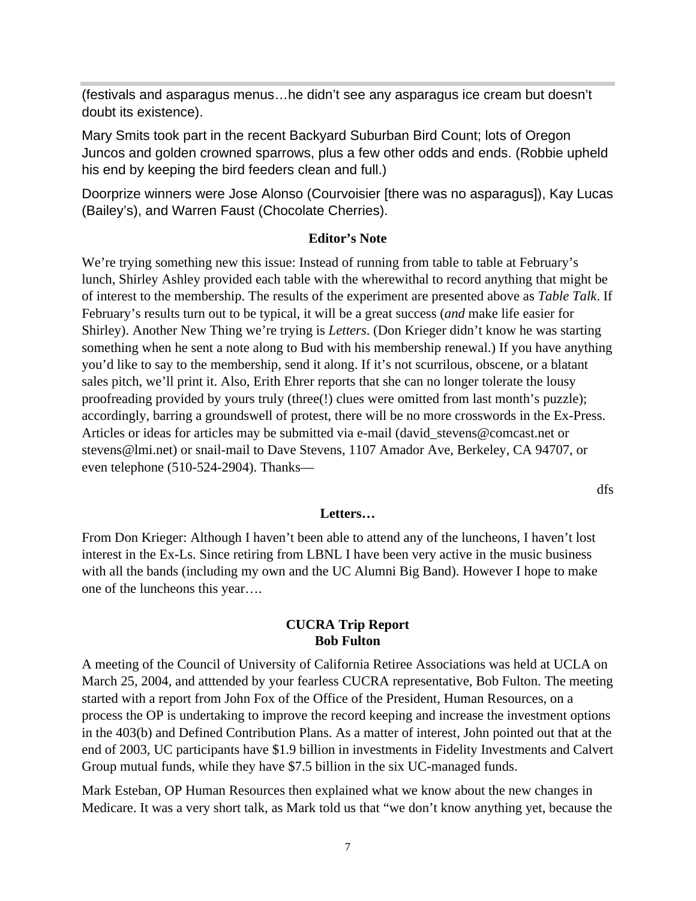(festivals and asparagus menus…he didn't see any asparagus ice cream but doesn't doubt its existence).

Mary Smits took part in the recent Backyard Suburban Bird Count; lots of Oregon Juncos and golden crowned sparrows, plus a few other odds and ends. (Robbie upheld his end by keeping the bird feeders clean and full.)

Doorprize winners were Jose Alonso (Courvoisier [there was no asparagus]), Kay Lucas (Bailey's), and Warren Faust (Chocolate Cherries).

**Editor's Note**

We're trying something new this issue: Instead of running from table to table at February's lunch, Shirley Ashley provided each table with the wherewithal to record anything that might be of interest to the membership. The results of the experiment are presented above as *Table Talk*. If February's results turn out to be typical, it will be a great success (*and* make life easier for Shirley). Another New Thing we're trying is *Letters*. (Don Krieger didn't know he was starting something when he sent a note along to Bud with his membership renewal.) If you have anything you'd like to say to the membership, send it along. If it's not scurrilous, obscene, or a blatant sales pitch, we'll print it. Also, Erith Ehrer reports that she can no longer tolerate the lousy proofreading provided by yours truly (three(!) clues were omitted from last month's puzzle); accordingly, barring a groundswell of protest, there will be no more crosswords in the Ex-Press. Articles or ideas for articles may be submitted via e-mail (david_stevens@comcast.net or stevens@lmi.net) or snail-mail to Dave Stevens, 1107 Amador Ave, Berkeley, CA 94707, or even telephone (510-524-2904). Thanks—

dfs

**Letters…**

From Don Krieger: Although I haven't been able to attend any of the luncheons, I haven't lost interest in the Ex-Ls. Since retiring from LBNL I have been very active in the music business with all the bands (including my own and the UC Alumni Big Band). However I hope to make one of the luncheons this year….

**CUCRA Trip Report**
**Bob Fulton**

A meeting of the Council of University of California Retiree Associations was held at UCLA on March 25, 2004, and atttended by your fearless CUCRA representative, Bob Fulton. The meeting started with a report from John Fox of the Office of the President, Human Resources, on a process the OP is undertaking to improve the record keeping and increase the investment options in the 403(b) and Defined Contribution Plans. As a matter of interest, John pointed out that at the end of 2003, UC participants have $1.9 billion in investments in Fidelity Investments and Calvert Group mutual funds, while they have $7.5 billion in the six UC-managed funds.

Mark Esteban, OP Human Resources then explained what we know about the new changes in Medicare. It was a very short talk, as Mark told us that "we don't know anything yet, because the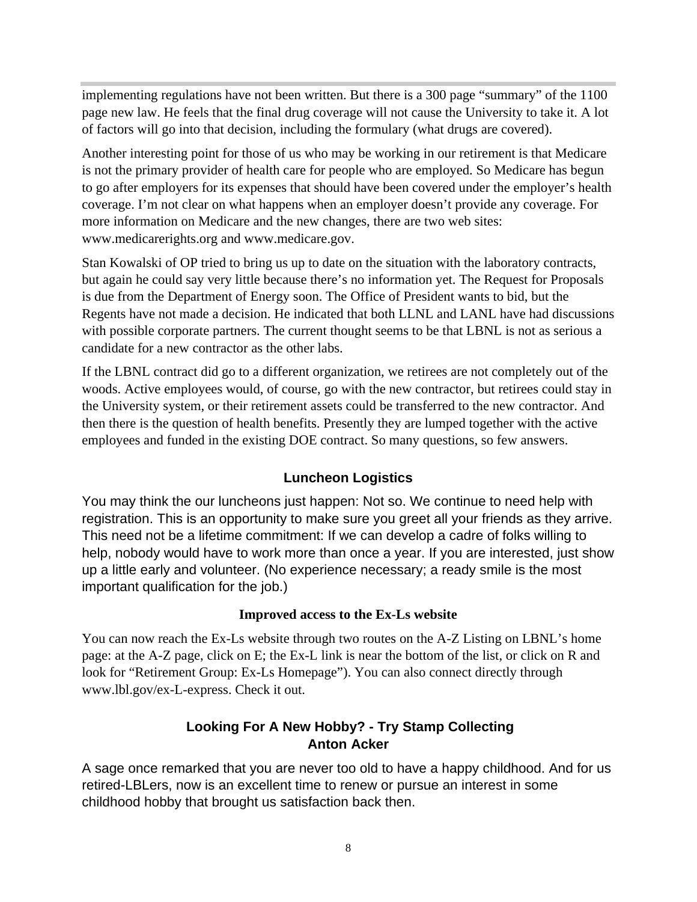implementing regulations have not been written. But there is a 300 page "summary" of the 1100 page new law. He feels that the final drug coverage will not cause the University to take it. A lot of factors will go into that decision, including the formulary (what drugs are covered).

Another interesting point for those of us who may be working in our retirement is that Medicare is not the primary provider of health care for people who are employed. So Medicare has begun to go after employers for its expenses that should have been covered under the employer's health coverage. I'm not clear on what happens when an employer doesn't provide any coverage. For more information on Medicare and the new changes, there are two web sites: www.medicarerights.org and www.medicare.gov.

Stan Kowalski of OP tried to bring us up to date on the situation with the laboratory contracts, but again he could say very little because there's no information yet. The Request for Proposals is due from the Department of Energy soon. The Office of President wants to bid, but the Regents have not made a decision. He indicated that both LLNL and LANL have had discussions with possible corporate partners. The current thought seems to be that LBNL is not as serious a candidate for a new contractor as the other labs.

If the LBNL contract did go to a different organization, we retirees are not completely out of the woods. Active employees would, of course, go with the new contractor, but retirees could stay in the University system, or their retirement assets could be transferred to the new contractor. And then there is the question of health benefits. Presently they are lumped together with the active employees and funded in the existing DOE contract. So many questions, so few answers.

## Luncheon Logistics

You may think the our luncheons just happen: Not so. We continue to need help with registration. This is an opportunity to make sure you greet all your friends as they arrive. This need not be a lifetime commitment: If we can develop a cadre of folks willing to help, nobody would have to work more than once a year. If you are interested, just show up a little early and volunteer. (No experience necessary; a ready smile is the most important qualification for the job.)

### Improved access to the Ex-Ls website

You can now reach the Ex-Ls website through two routes on the A-Z Listing on LBNL's home page: at the A-Z page, click on E; the Ex-L link is near the bottom of the list, or click on R and look for "Retirement Group: Ex-Ls Homepage"). You can also connect directly through www.lbl.gov/ex-L-express. Check it out.

## Looking For A New Hobby? - Try Stamp Collecting

**Anton Acker**

A sage once remarked that you are never too old to have a happy childhood. And for us retired-LBLers, now is an excellent time to renew or pursue an interest in some childhood hobby that brought us satisfaction back then.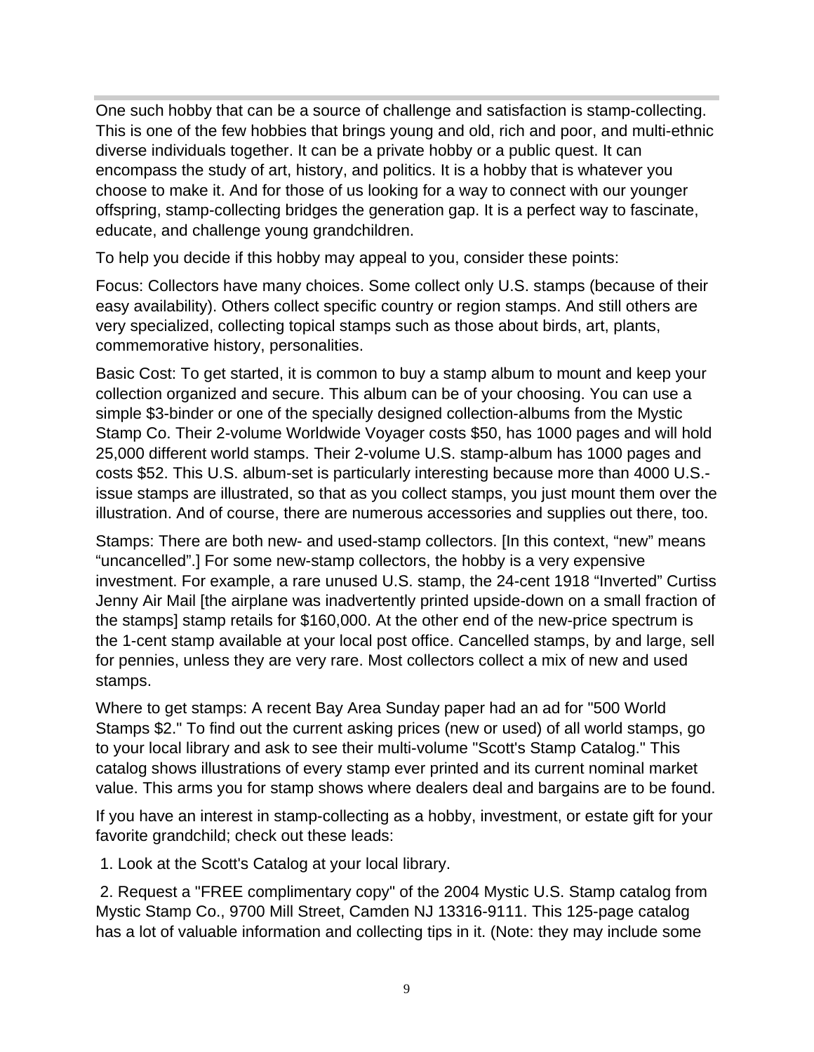One such hobby that can be a source of challenge and satisfaction is stamp-collecting. This is one of the few hobbies that brings young and old, rich and poor, and multi-ethnic diverse individuals together. It can be a private hobby or a public quest. It can encompass the study of art, history, and politics. It is a hobby that is whatever you choose to make it. And for those of us looking for a way to connect with our younger offspring, stamp-collecting bridges the generation gap. It is a perfect way to fascinate, educate, and challenge young grandchildren.

To help you decide if this hobby may appeal to you, consider these points:

Focus: Collectors have many choices. Some collect only U.S. stamps (because of their easy availability). Others collect specific country or region stamps. And still others are very specialized, collecting topical stamps such as those about birds, art, plants, commemorative history, personalities.

Basic Cost: To get started, it is common to buy a stamp album to mount and keep your collection organized and secure. This album can be of your choosing. You can use a simple $3-binder or one of the specially designed collection-albums from the Mystic Stamp Co. Their 2-volume Worldwide Voyager costs $50, has 1000 pages and will hold 25,000 different world stamps. Their 2-volume U.S. stamp-album has 1000 pages and costs $52. This U.S. album-set is particularly interesting because more than 4000 U.S.-issue stamps are illustrated, so that as you collect stamps, you just mount them over the illustration. And of course, there are numerous accessories and supplies out there, too.

Stamps: There are both new- and used-stamp collectors. [In this context, "new" means "uncancelled".] For some new-stamp collectors, the hobby is a very expensive investment. For example, a rare unused U.S. stamp, the 24-cent 1918 "Inverted" Curtiss Jenny Air Mail [the airplane was inadvertently printed upside-down on a small fraction of the stamps] stamp retails for $160,000. At the other end of the new-price spectrum is the 1-cent stamp available at your local post office. Cancelled stamps, by and large, sell for pennies, unless they are very rare. Most collectors collect a mix of new and used stamps.

Where to get stamps: A recent Bay Area Sunday paper had an ad for "500 World Stamps $2." To find out the current asking prices (new or used) of all world stamps, go to your local library and ask to see their multi-volume "Scott's Stamp Catalog." This catalog shows illustrations of every stamp ever printed and its current nominal market value. This arms you for stamp shows where dealers deal and bargains are to be found.

If you have an interest in stamp-collecting as a hobby, investment, or estate gift for your favorite grandchild; check out these leads:

1. Look at the Scott's Catalog at your local library.

2. Request a "FREE complimentary copy" of the 2004 Mystic U.S. Stamp catalog from Mystic Stamp Co., 9700 Mill Street, Camden NJ 13316-9111. This 125-page catalog has a lot of valuable information and collecting tips in it. (Note: they may include some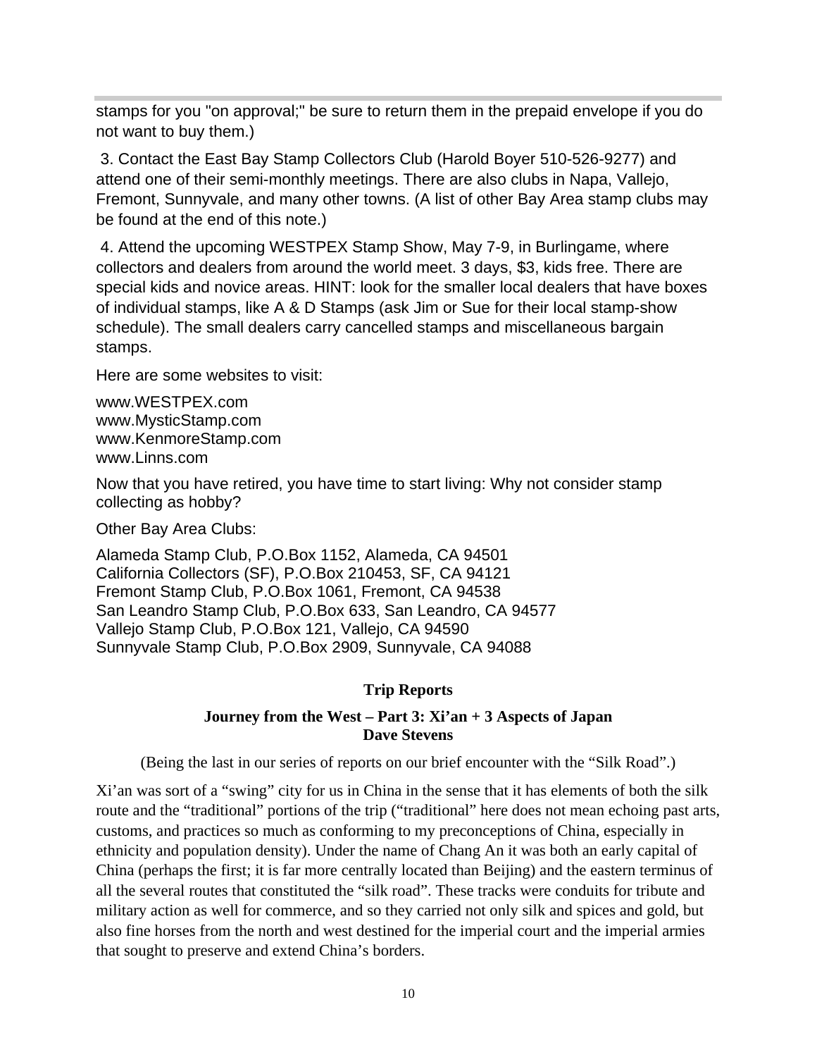stamps for you "on approval;" be sure to return them in the prepaid envelope if you do not want to buy them.)

3. Contact the East Bay Stamp Collectors Club (Harold Boyer 510-526-9277) and attend one of their semi-monthly meetings. There are also clubs in Napa, Vallejo, Fremont, Sunnyvale, and many other towns. (A list of other Bay Area stamp clubs may be found at the end of this note.)

4. Attend the upcoming WESTPEX Stamp Show, May 7-9, in Burlingame, where collectors and dealers from around the world meet. 3 days, $3, kids free. There are special kids and novice areas. HINT: look for the smaller local dealers that have boxes of individual stamps, like A & D Stamps (ask Jim or Sue for their local stamp-show schedule). The small dealers carry cancelled stamps and miscellaneous bargain stamps.

Here are some websites to visit:

www.WESTPEX.com
www.MysticStamp.com
www.KenmoreStamp.com
www.Linns.com

Now that you have retired, you have time to start living: Why not consider stamp collecting as hobby?

Other Bay Area Clubs:

Alameda Stamp Club, P.O.Box 1152, Alameda, CA 94501
California Collectors (SF), P.O.Box 210453, SF, CA 94121
Fremont Stamp Club, P.O.Box 1061, Fremont, CA 94538
San Leandro Stamp Club, P.O.Box 633, San Leandro, CA 94577
Vallejo Stamp Club, P.O.Box 121, Vallejo, CA 94590
Sunnyvale Stamp Club, P.O.Box 2909, Sunnyvale, CA 94088

## Trip Reports

### Journey from the West – Part 3: Xi'an + 3 Aspects of Japan
**Dave Stevens**

(Being the last in our series of reports on our brief encounter with the "Silk Road".)

Xi'an was sort of a "swing" city for us in China in the sense that it has elements of both the silk route and the "traditional" portions of the trip ("traditional" here does not mean echoing past arts, customs, and practices so much as conforming to my preconceptions of China, especially in ethnicity and population density). Under the name of Chang An it was both an early capital of China (perhaps the first; it is far more centrally located than Beijing) and the eastern terminus of all the several routes that constituted the "silk road". These tracks were conduits for tribute and military action as well for commerce, and so they carried not only silk and spices and gold, but also fine horses from the north and west destined for the imperial court and the imperial armies that sought to preserve and extend China's borders.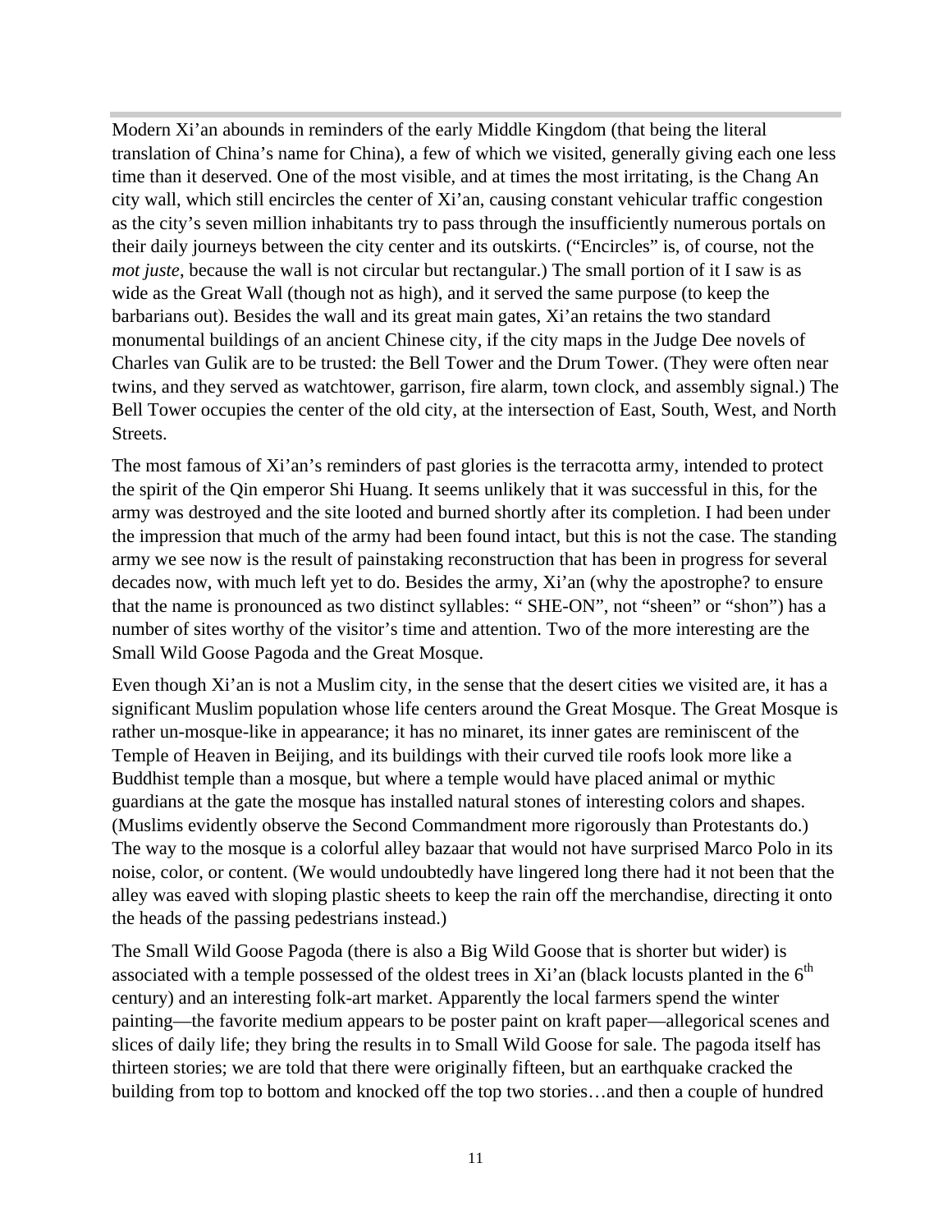Modern Xi'an abounds in reminders of the early Middle Kingdom (that being the literal translation of China's name for China), a few of which we visited, generally giving each one less time than it deserved. One of the most visible, and at times the most irritating, is the Chang An city wall, which still encircles the center of Xi'an, causing constant vehicular traffic congestion as the city's seven million inhabitants try to pass through the insufficiently numerous portals on their daily journeys between the city center and its outskirts. ("Encircles" is, of course, not the *mot juste*, because the wall is not circular but rectangular.) The small portion of it I saw is as wide as the Great Wall (though not as high), and it served the same purpose (to keep the barbarians out). Besides the wall and its great main gates, Xi'an retains the two standard monumental buildings of an ancient Chinese city, if the city maps in the Judge Dee novels of Charles van Gulik are to be trusted: the Bell Tower and the Drum Tower. (They were often near twins, and they served as watchtower, garrison, fire alarm, town clock, and assembly signal.) The Bell Tower occupies the center of the old city, at the intersection of East, South, West, and North Streets.

The most famous of Xi'an's reminders of past glories is the terracotta army, intended to protect the spirit of the Qin emperor Shi Huang. It seems unlikely that it was successful in this, for the army was destroyed and the site looted and burned shortly after its completion. I had been under the impression that much of the army had been found intact, but this is not the case. The standing army we see now is the result of painstaking reconstruction that has been in progress for several decades now, with much left yet to do. Besides the army, Xi'an (why the apostrophe? to ensure that the name is pronounced as two distinct syllables: " SHE-ON", not "sheen" or "shon") has a number of sites worthy of the visitor's time and attention. Two of the more interesting are the Small Wild Goose Pagoda and the Great Mosque.

Even though Xi'an is not a Muslim city, in the sense that the desert cities we visited are, it has a significant Muslim population whose life centers around the Great Mosque. The Great Mosque is rather un-mosque-like in appearance; it has no minaret, its inner gates are reminiscent of the Temple of Heaven in Beijing, and its buildings with their curved tile roofs look more like a Buddhist temple than a mosque, but where a temple would have placed animal or mythic guardians at the gate the mosque has installed natural stones of interesting colors and shapes. (Muslims evidently observe the Second Commandment more rigorously than Protestants do.) The way to the mosque is a colorful alley bazaar that would not have surprised Marco Polo in its noise, color, or content. (We would undoubtedly have lingered long there had it not been that the alley was eaved with sloping plastic sheets to keep the rain off the merchandise, directing it onto the heads of the passing pedestrians instead.)

The Small Wild Goose Pagoda (there is also a Big Wild Goose that is shorter but wider) is associated with a temple possessed of the oldest trees in Xi'an (black locusts planted in the 6th century) and an interesting folk-art market. Apparently the local farmers spend the winter painting—the favorite medium appears to be poster paint on kraft paper—allegorical scenes and slices of daily life; they bring the results in to Small Wild Goose for sale. The pagoda itself has thirteen stories; we are told that there were originally fifteen, but an earthquake cracked the building from top to bottom and knocked off the top two stories…and then a couple of hundred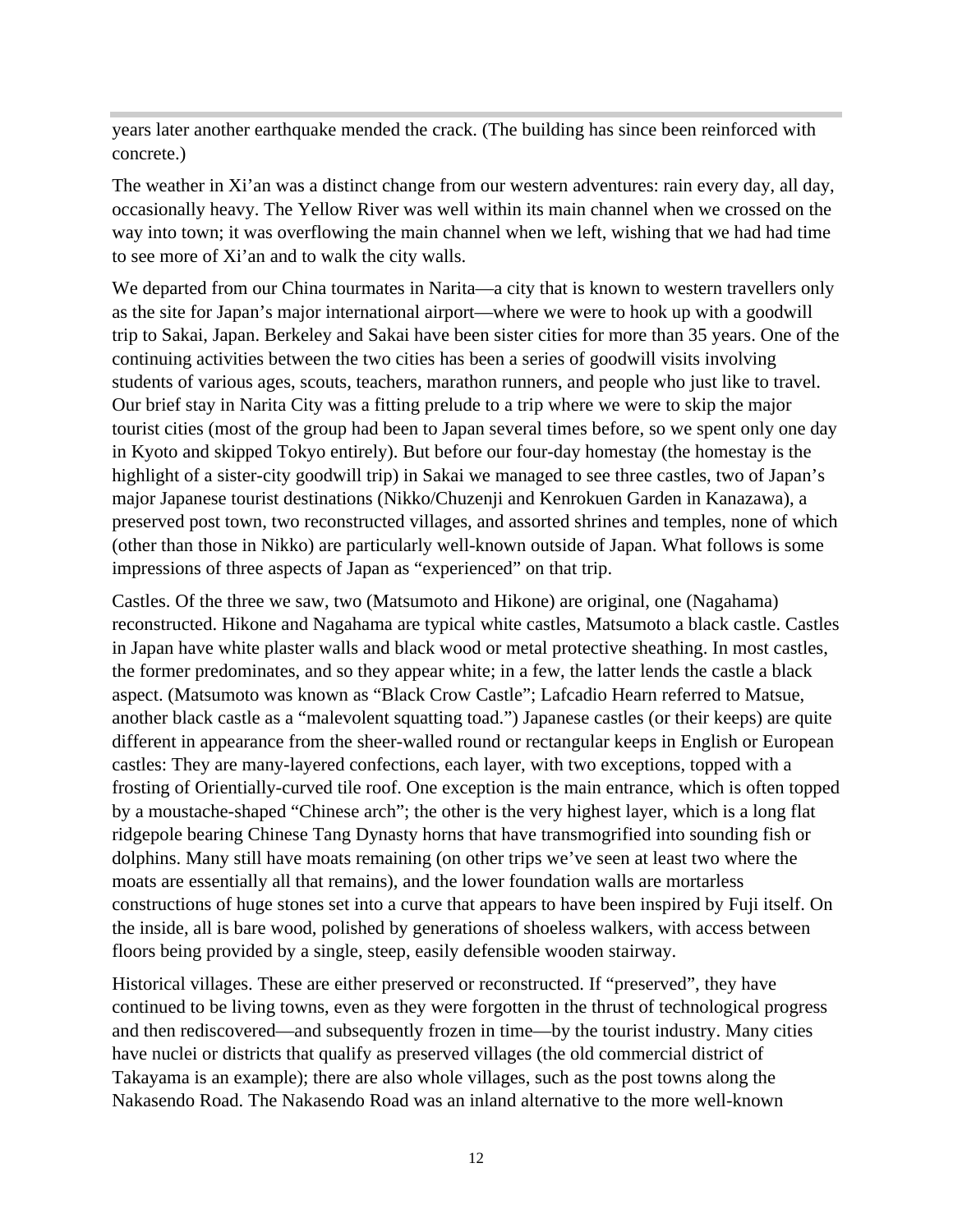years later another earthquake mended the crack. (The building has since been reinforced with concrete.)

The weather in Xi'an was a distinct change from our western adventures: rain every day, all day, occasionally heavy. The Yellow River was well within its main channel when we crossed on the way into town; it was overflowing the main channel when we left, wishing that we had had time to see more of Xi'an and to walk the city walls.

We departed from our China tourmates in Narita—a city that is known to western travellers only as the site for Japan's major international airport—where we were to hook up with a goodwill trip to Sakai, Japan. Berkeley and Sakai have been sister cities for more than 35 years. One of the continuing activities between the two cities has been a series of goodwill visits involving students of various ages, scouts, teachers, marathon runners, and people who just like to travel. Our brief stay in Narita City was a fitting prelude to a trip where we were to skip the major tourist cities (most of the group had been to Japan several times before, so we spent only one day in Kyoto and skipped Tokyo entirely). But before our four-day homestay (the homestay is the highlight of a sister-city goodwill trip) in Sakai we managed to see three castles, two of Japan's major Japanese tourist destinations (Nikko/Chuzenji and Kenrokuen Garden in Kanazawa), a preserved post town, two reconstructed villages, and assorted shrines and temples, none of which (other than those in Nikko) are particularly well-known outside of Japan. What follows is some impressions of three aspects of Japan as "experienced" on that trip.

Castles. Of the three we saw, two (Matsumoto and Hikone) are original, one (Nagahama) reconstructed. Hikone and Nagahama are typical white castles, Matsumoto a black castle. Castles in Japan have white plaster walls and black wood or metal protective sheathing. In most castles, the former predominates, and so they appear white; in a few, the latter lends the castle a black aspect. (Matsumoto was known as "Black Crow Castle"; Lafcadio Hearn referred to Matsue, another black castle as a "malevolent squatting toad.") Japanese castles (or their keeps) are quite different in appearance from the sheer-walled round or rectangular keeps in English or European castles: They are many-layered confections, each layer, with two exceptions, topped with a frosting of Orientially-curved tile roof. One exception is the main entrance, which is often topped by a moustache-shaped "Chinese arch"; the other is the very highest layer, which is a long flat ridgepole bearing Chinese Tang Dynasty horns that have transmogrified into sounding fish or dolphins. Many still have moats remaining (on other trips we've seen at least two where the moats are essentially all that remains), and the lower foundation walls are mortarless constructions of huge stones set into a curve that appears to have been inspired by Fuji itself. On the inside, all is bare wood, polished by generations of shoeless walkers, with access between floors being provided by a single, steep, easily defensible wooden stairway.

Historical villages. These are either preserved or reconstructed. If "preserved", they have continued to be living towns, even as they were forgotten in the thrust of technological progress and then rediscovered—and subsequently frozen in time—by the tourist industry. Many cities have nuclei or districts that qualify as preserved villages (the old commercial district of Takayama is an example); there are also whole villages, such as the post towns along the Nakasendo Road. The Nakasendo Road was an inland alternative to the more well-known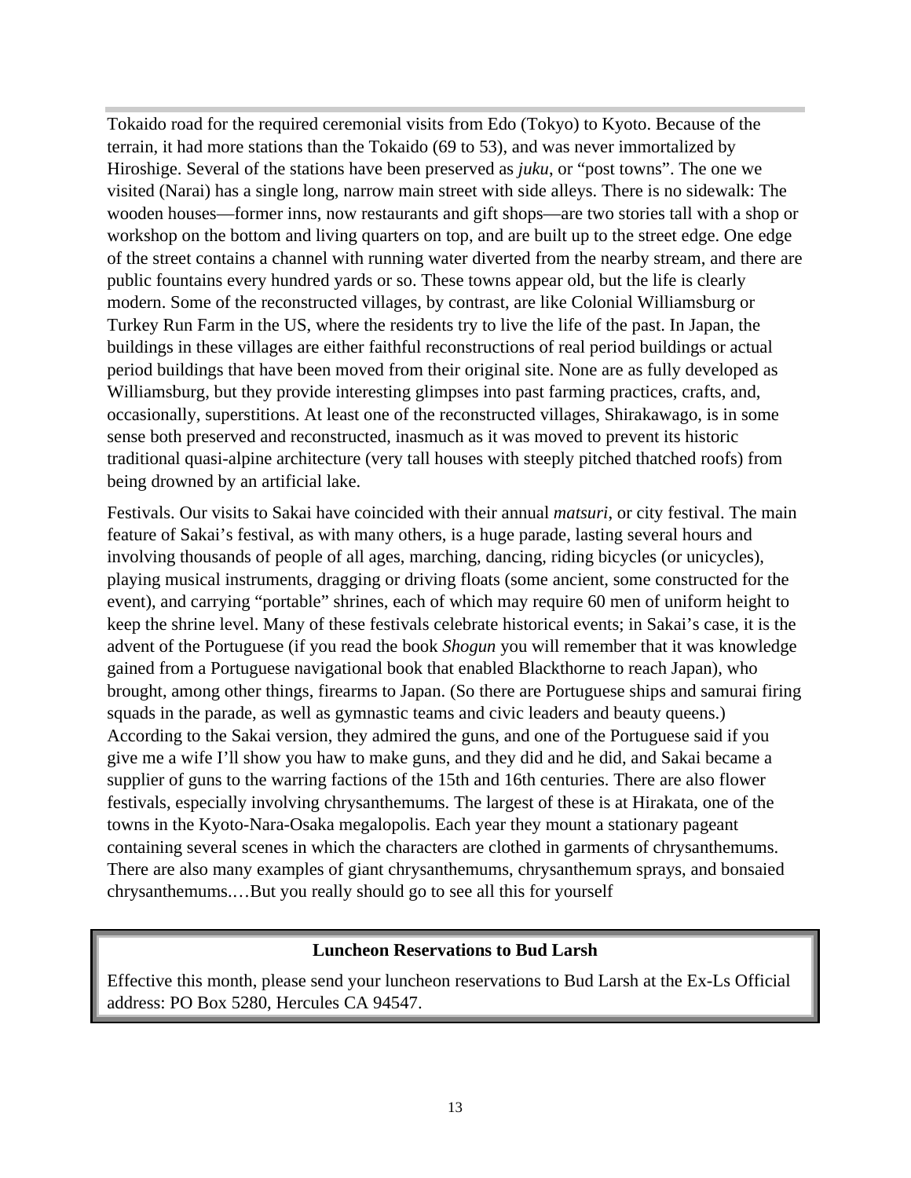Tokaido road for the required ceremonial visits from Edo (Tokyo) to Kyoto. Because of the terrain, it had more stations than the Tokaido (69 to 53), and was never immortalized by Hiroshige. Several of the stations have been preserved as *juku*, or "post towns". The one we visited (Narai) has a single long, narrow main street with side alleys. There is no sidewalk: The wooden houses—former inns, now restaurants and gift shops—are two stories tall with a shop or workshop on the bottom and living quarters on top, and are built up to the street edge. One edge of the street contains a channel with running water diverted from the nearby stream, and there are public fountains every hundred yards or so. These towns appear old, but the life is clearly modern. Some of the reconstructed villages, by contrast, are like Colonial Williamsburg or Turkey Run Farm in the US, where the residents try to live the life of the past. In Japan, the buildings in these villages are either faithful reconstructions of real period buildings or actual period buildings that have been moved from their original site. None are as fully developed as Williamsburg, but they provide interesting glimpses into past farming practices, crafts, and, occasionally, superstitions. At least one of the reconstructed villages, Shirakawago, is in some sense both preserved and reconstructed, inasmuch as it was moved to prevent its historic traditional quasi-alpine architecture (very tall houses with steeply pitched thatched roofs) from being drowned by an artificial lake.

Festivals. Our visits to Sakai have coincided with their annual *matsuri*, or city festival. The main feature of Sakai's festival, as with many others, is a huge parade, lasting several hours and involving thousands of people of all ages, marching, dancing, riding bicycles (or unicycles), playing musical instruments, dragging or driving floats (some ancient, some constructed for the event), and carrying "portable" shrines, each of which may require 60 men of uniform height to keep the shrine level. Many of these festivals celebrate historical events; in Sakai's case, it is the advent of the Portuguese (if you read the book *Shogun* you will remember that it was knowledge gained from a Portuguese navigational book that enabled Blackthorne to reach Japan), who brought, among other things, firearms to Japan. (So there are Portuguese ships and samurai firing squads in the parade, as well as gymnastic teams and civic leaders and beauty queens.) According to the Sakai version, they admired the guns, and one of the Portuguese said if you give me a wife I'll show you haw to make guns, and they did and he did, and Sakai became a supplier of guns to the warring factions of the 15th and 16th centuries. There are also flower festivals, especially involving chrysanthemums. The largest of these is at Hirakata, one of the towns in the Kyoto-Nara-Osaka megalopolis. Each year they mount a stationary pageant containing several scenes in which the characters are clothed in garments of chrysanthemums. There are also many examples of giant chrysanthemums, chrysanthemum sprays, and bonsaied chrysanthemums.…But you really should go to see all this for yourself

**Luncheon Reservations to Bud Larsh**

Effective this month, please send your luncheon reservations to Bud Larsh at the Ex-Ls Official address: PO Box 5280, Hercules CA 94547.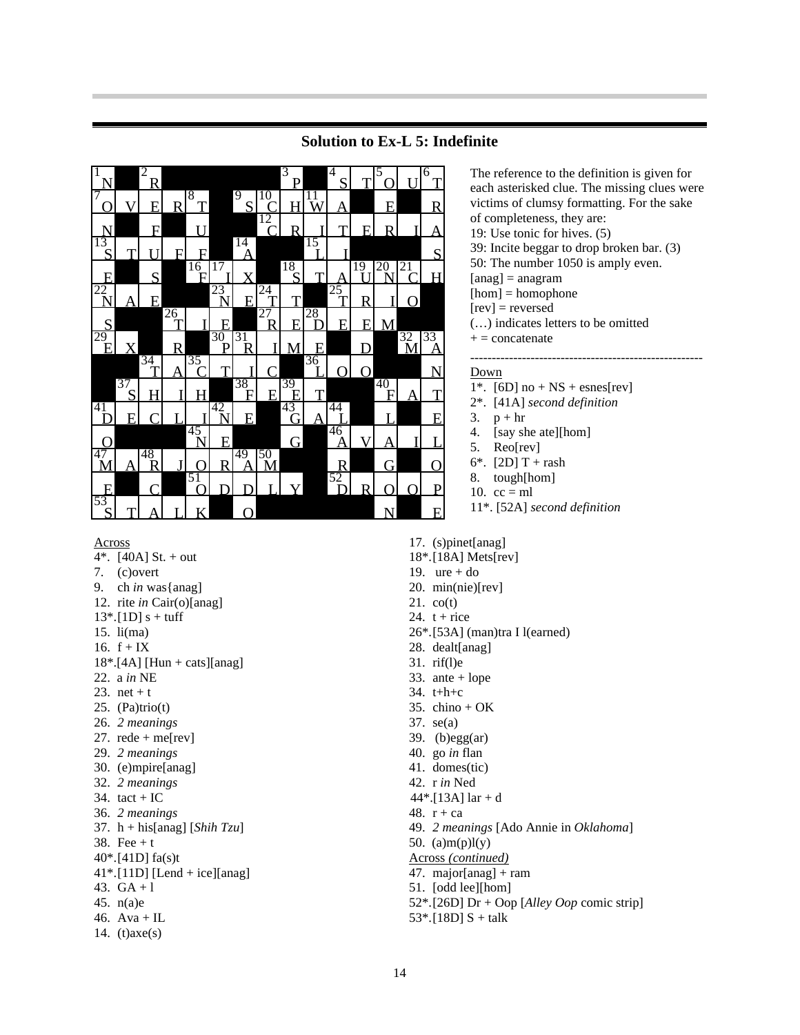## Solution to Ex-L 5: Indefinite

| | | | | | | | | | | | | | | |
|---|---|---|---|---|---|---|---|---|---|---|---|---|---|---|
| 1 N | ■ | 2 R | ■ | ■ | ■ | ■ | ■ | 3 P | ■ | 4 S | T | 5 O | U | 6 T |
| 7 O | V | E | R | 8 T | ■ | 9 S | 10 C | H | 11 W | A | ■ | E | ■ | R |
| N | ■ | F | ■ | U | ■ | ■ | 12 C | R | I | T | E | R | I | A |
| 13 S | T | U | F | F | ■ | 14 A | ■ | ■ | 15 L | I | ■ | ■ | ■ | S |
| E | ■ | S | ■ | 16 F | 17 I | X | ■ | 18 S | T | A | 19 U | 20 N | 21 C | H |
| 22 N | A | E | ■ | ■ | 23 N | E | 24 T | T | ■ | 25 T | R | I | O | ■ |
| S | ■ | ■ | 26 T | I | E | ■ | 27 R | E | 28 D | E | E | M | ■ | ■ |
| 29 E | X | ■ | R | ■ | 30 P | 31 R | I | M | E | ■ | D | ■ | 32 M | 33 A |
| ■ | ■ | 34 T | A | 35 C | T | I | C | ■ | 36 L | O | O | ■ | ■ | N |
| ■ | 37 S | H | I | H | ■ | 38 F | E | 39 E | T | ■ | ■ | 40 F | A | T |
| 41 D | E | C | L | I | 42 N | E | ■ | 43 G | A | 44 L | ■ | L | ■ | E |
| O | ■ | ■ | ■ | 45 N | E | ■ | ■ | G | ■ | 46 A | V | A | I | L |
| 47 M | A | 48 R | J | O | R | 49 A | 50 M | ■ | ■ | R | ■ | G | ■ | O |
| E | ■ | C | ■ | 51 O | D | D | L | Y | ■ | 52 D | R | O | O | P |
| 53 S | T | A | L | K | ■ | O | ■ | ■ | ■ | ■ | ■ | N | ■ | E |

The reference to the definition is given for each asterisked clue. The missing clues were victims of clumsy formatting. For the sake of completeness, they are:
19: Use tonic for hives. (5)
39: Incite beggar to drop broken bar. (3)
50: The number 1050 is amply even.
[anag] = anagram
[hom] = homophone
[rev] = reversed
(…) indicates letters to be omitted
+ = concatenate

-----------------------------------------------------

Down
1*. [6D] no + NS + esnes[rev]
2*. [41A] *second definition*
3. p + hr
4. [say she ate][hom]
5. Reo[rev]
6*. [2D] T + rash
8. tough[hom]
10. cc = ml
11*. [52A] *second definition*
17. (s)pinet[anag]
18*.[18A] Mets[rev]
19. ure + do
20. min(nie)[rev]
21. co(t)
24. t + rice
26*.[53A] (man)tra I l(earned)
28. dealt[anag]
31. rif(l)e
33. ante + lope
34. t+h+c
35. chino + OK
37. se(a)
39. (b)egg(ar)
40. go *in* flan
41. domes(tic)
42. r *in* Ned
44*.[13A] lar + d
48. r + ca
49. *2 meanings* [Ado Annie in *Oklahoma*]
50. (a)m(p)l(y)

Across
4*. [40A] St. + out
7. (c)overt
9. ch *in* was{anag]
12. rite *in* Cair(o)[anag]
13*.[1D] s + tuff
15. li(ma)
16. f + IX
18*.[4A] [Hun + cats][anag]
22. a *in* NE
23. net + t
25. (Pa)trio(t)
26. *2 meanings*
27. rede + me[rev]
29. *2 meanings*
30. (e)mpire[anag]
32. *2 meanings*
34. tact + IC
36. *2 meanings*
37. h + his[anag] [*Shih Tzu*]
38. Fee + t
40*.[41D] fa(s)t
41*.[11D] [Lend + ice][anag]
43. GA + l
45. n(a)e
46. Ava + IL
14. (t)axe(s)

Across *(continued)*
47. major[anag] + ram
51. [odd lee][hom]
52*.[26D] Dr + Oop [*Alley Oop* comic strip]
53*.[18D] S + talk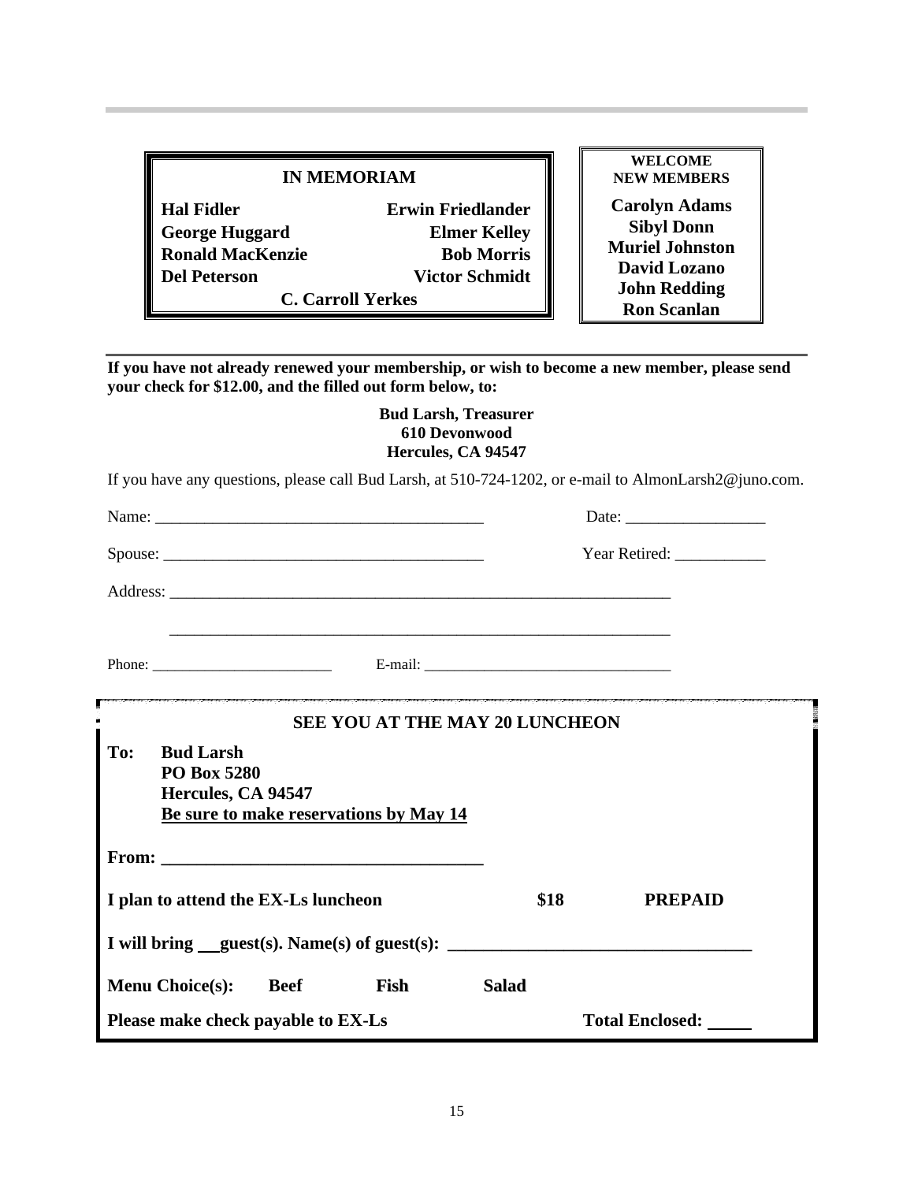## IN MEMORIAM

**Hal Fidler**
**Erwin Friedlander**
**George Huggard**
**Elmer Kelley**
**Ronald MacKenzie**
**Bob Morris**
**Del Peterson**
**Victor Schmidt**
**C. Carroll Yerkes**

## WELCOME NEW MEMBERS

**Carolyn Adams**
**Sibyl Donn**
**Muriel Johnston**
**David Lozano**
**John Redding**
**Ron Scanlan**

---

**If you have not already renewed your membership, or wish to become a new member, please send your check for $12.00, and the filled out form below, to:**

**Bud Larsh, Treasurer**
**610 Devonwood**
**Hercules, CA 94547**

If you have any questions, please call Bud Larsh, at 510-724-1202, or e-mail to AlmonLarsh2@juno.com.

Name: ________________________________________ Date: _________________

Spouse: ______________________________________ Year Retired: ___________

Address: ______________________________________________________________

_______________________________________________________________

Phone: ________________________ E-mail: ________________________________

---

## SEE YOU AT THE MAY 20 LUNCHEON

**To: Bud Larsh**
**PO Box 5280**
**Hercules, CA 94547**
**Be sure to make reservations by May 14**

**From: ____________________________________**

**I plan to attend the EX-Ls luncheon $18 PREPAID**

**I will bring __ guest(s). Name(s) of guest(s): __________________________________**

**Menu Choice(s): Beef Fish Salad**

**Please make check payable to EX-Ls Total Enclosed: _____**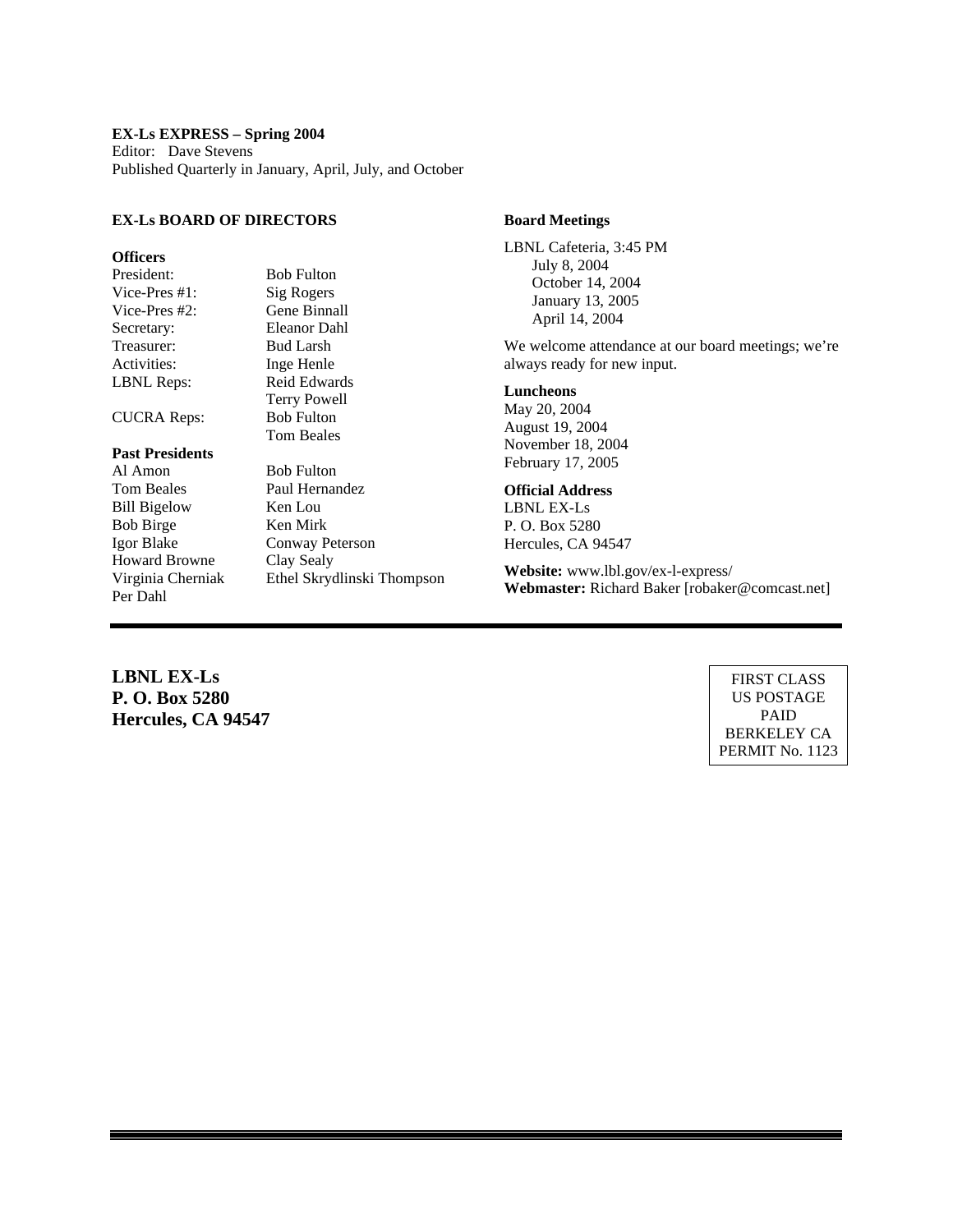**EX-Ls EXPRESS – Spring 2004**
Editor: Dave Stevens
Published Quarterly in January, April, July, and October

**EX-Ls BOARD OF DIRECTORS**

**Officers**

| | |
|---|---|
| President: | Bob Fulton |
| Vice-Pres #1: | Sig Rogers |
| Vice-Pres #2: | Gene Binnall |
| Secretary: | Eleanor Dahl |
| Treasurer: | Bud Larsh |
| Activities: | Inge Henle |
| LBNL Reps: | Reid Edwards |
| | Terry Powell |
| CUCRA Reps: | Bob Fulton |
| | Tom Beales |

**Past Presidents**

| | |
|---|---|
| Al Amon | Bob Fulton |
| Tom Beales | Paul Hernandez |
| Bill Bigelow | Ken Lou |
| Bob Birge | Ken Mirk |
| Igor Blake | Conway Peterson |
| Howard Browne | Clay Sealy |
| Virginia Cherniak | Ethel Skrydlinski Thompson |
| Per Dahl | |

**Board Meetings**

LBNL Cafeteria, 3:45 PM
July 8, 2004
October 14, 2004
January 13, 2005
April 14, 2004

We welcome attendance at our board meetings; we're always ready for new input.

**Luncheons**
May 20, 2004
August 19, 2004
November 18, 2004
February 17, 2005

**Official Address**
LBNL EX-Ls
P. O. Box 5280
Hercules, CA 94547

**Website:** www.lbl.gov/ex-l-express/
**Webmaster:** Richard Baker [robaker@comcast.net]

---

**LBNL EX-Ls**
**P. O. Box 5280**
**Hercules, CA 94547**

FIRST CLASS
US POSTAGE
PAID
BERKELEY CA
PERMIT No. 1123